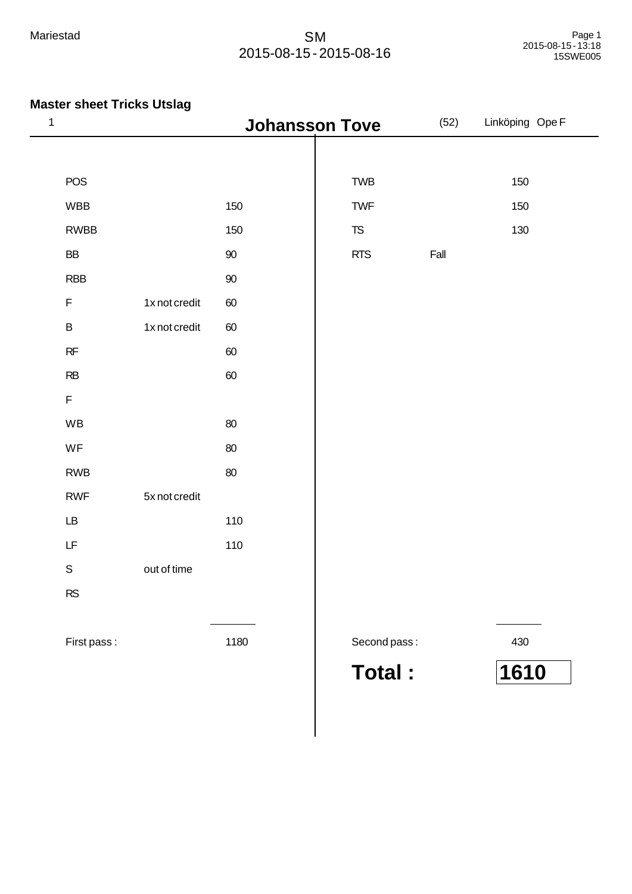Mariestad

SM
2015-08-15 - 2015-08-16

Page 1
2015-08-15 - 13:18
15SWE005

## Master sheet Tricks Utslag

1 **Johansson Tove** (52) Linköping Ope F

| | | |
|---|---|---|
| POS | | |
| WBB | | 150 |
| RWBB | | 150 |
| BB | | 90 |
| RBB | | 90 |
| F | 1x not credit | 60 |
| B | 1x not credit | 60 |
| RF | | 60 |
| RB | | 60 |
| F | | |
| WB | | 80 |
| WF | | 80 |
| RWB | | 80 |
| RWF | 5x not credit | |
| LB | | 110 |
| LF | | 110 |
| S | out of time | |
| RS | | |
| First pass : | | 1180 |

| | | |
|---|---|---|
| TWB | | 150 |
| TWF | | 150 |
| TS | | 130 |
| RTS | Fall | |
| Second pass : | | 430 |

**Total : 1610**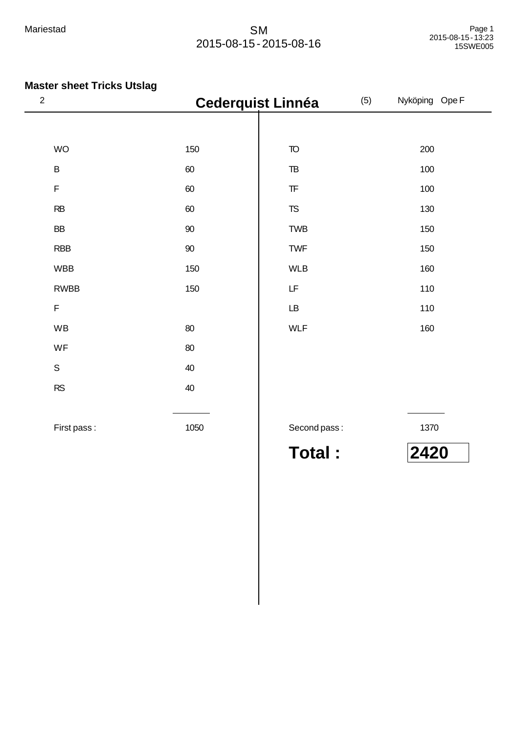Mariestad

SM
2015-08-15 - 2015-08-16

2015-08-15 - 13:23
15SWE005

## Master sheet Tricks Utslag

2 **Cederquist Linnéa** (5) Nyköping Ope F

| Trick | Points | Trick | Points |
| --- | --- | --- | --- |
| WO | 150 | TO | 200 |
| B | 60 | TB | 100 |
| F | 60 | TF | 100 |
| RB | 60 | TS | 130 |
| BB | 90 | TWB | 150 |
| RBB | 90 | TWF | 150 |
| WBB | 150 | WLB | 160 |
| RWBB | 150 | LF | 110 |
| F | | LB | 110 |
| WB | 80 | WLF | 160 |
| WF | 80 | | |
| S | 40 | | |
| RS | 40 | | |
| First pass : | 1050 | Second pass : | 1370 |

**Total : 2420**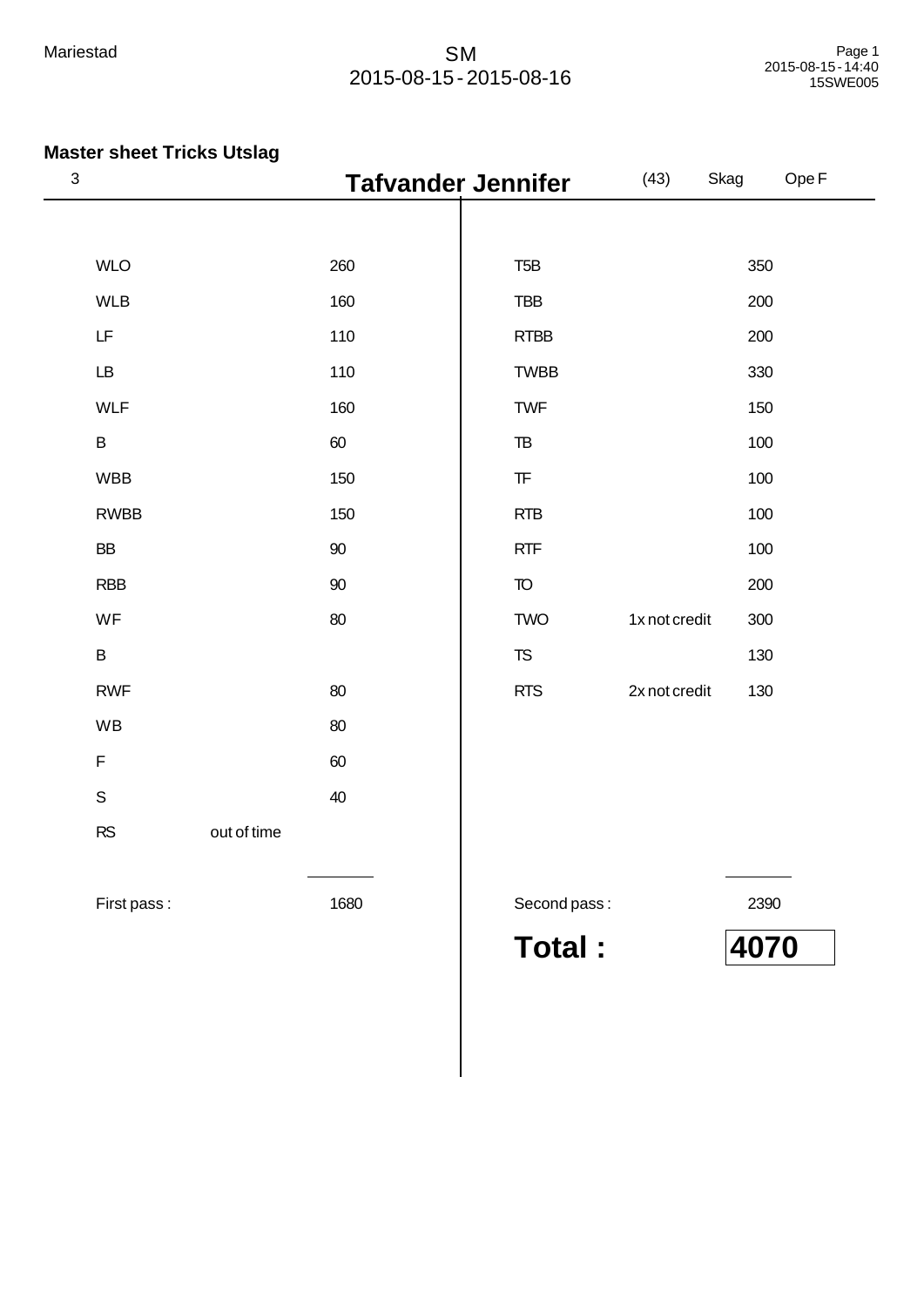Mariestad

SM
2015-08-15 - 2015-08-16

## Master sheet Tricks Utslag

| 3 | Tafvander Jennifer | (43) | Skag | Ope F |
|---|---|---|---|---|

| First pass | | | Second pass | | |
|---|---|---|---|---|---|
| WLO | | 260 | T5B | | 350 |
| WLB | | 160 | TBB | | 200 |
| LF | | 110 | RTBB | | 200 |
| LB | | 110 | TWBB | | 330 |
| WLF | | 160 | TWF | | 150 |
| B | | 60 | TB | | 100 |
| WBB | | 150 | TF | | 100 |
| RWBB | | 150 | RTB | | 100 |
| BB | | 90 | RTF | | 100 |
| RBB | | 90 | TO | | 200 |
| WF | | 80 | TWO | 1x not credit | 300 |
| B | | | TS | | 130 |
| RWF | | 80 | RTS | 2x not credit | 130 |
| WB | | 80 | | | |
| F | | 60 | | | |
| S | | 40 | | | |
| RS | out of time | | | | |
| First pass : | | 1680 | Second pass : | | 2390 |

**Total : 4070**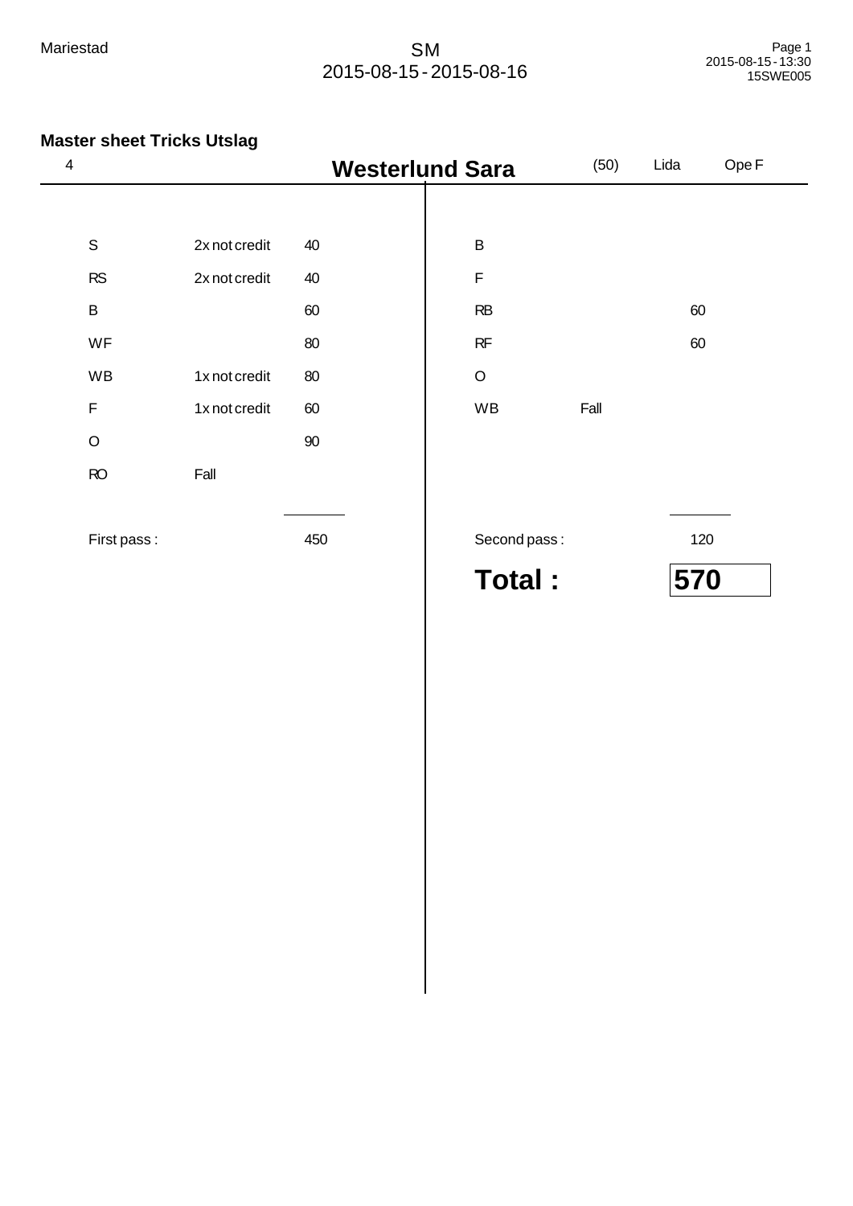Mariestad

SM
2015-08-15 - 2015-08-16

## Master sheet Tricks Utslag

4 **Westerlund Sara** (50) Lida Ope F

| Trick | Note | Points | Trick | Note | Points |
|---|---|---|---|---|---|
| S | 2x not credit | 40 | B | | |
| RS | 2x not credit | 40 | F | | |
| B | | 60 | RB | | 60 |
| WF | | 80 | RF | | 60 |
| WB | 1x not credit | 80 | O | | |
| F | 1x not credit | 60 | WB | Fall | |
| O | | 90 | | | |
| RO | Fall | | | | |
| First pass : | | 450 | Second pass : | | 120 |

**Total : 570**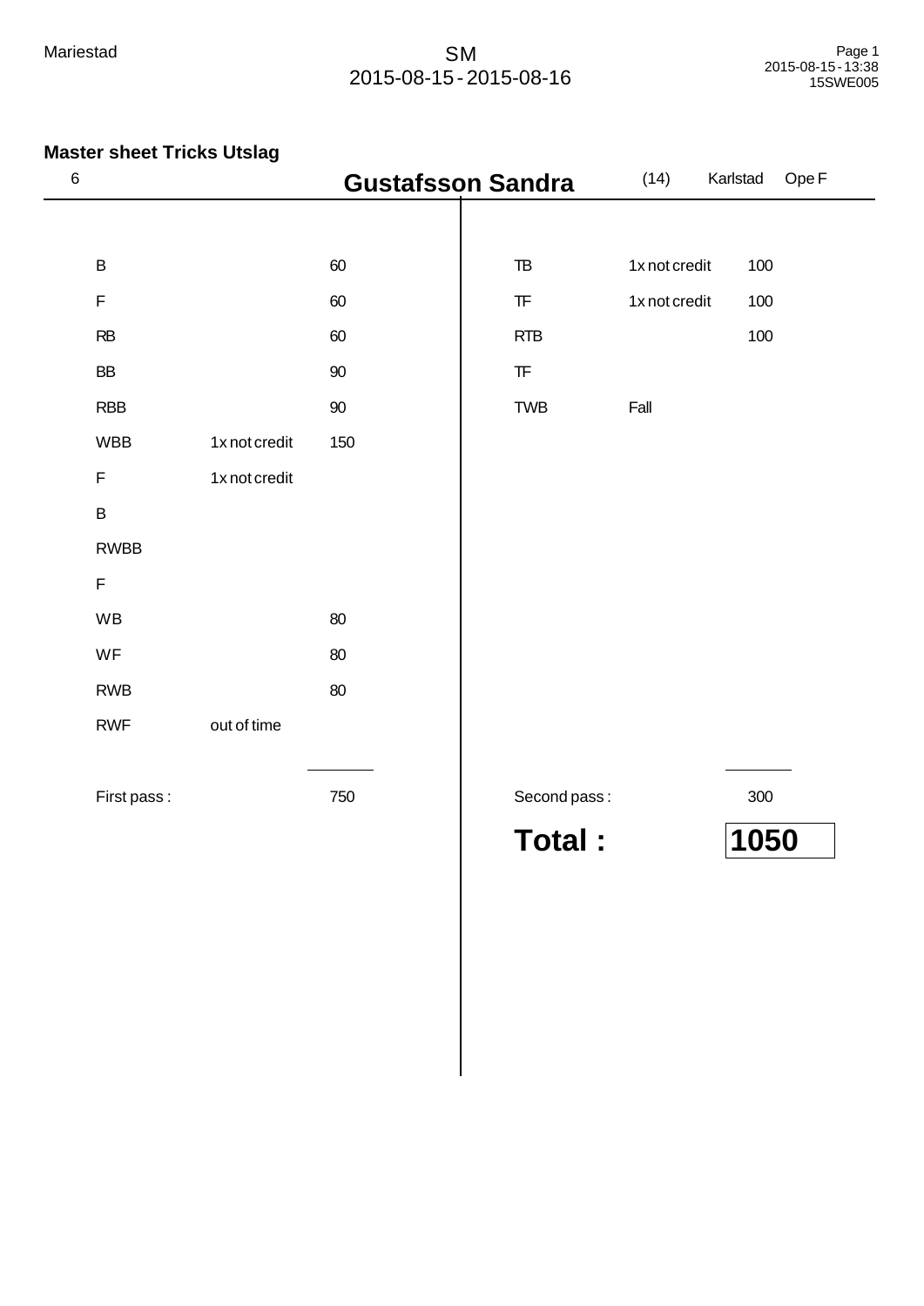## Master sheet Tricks Utslag

6 **Gustafsson Sandra** (14) Karlstad Ope F

| Trick | Note | Points |
|---|---|---|
| B | | 60 |
| F | | 60 |
| RB | | 60 |
| BB | | 90 |
| RBB | | 90 |
| WBB | 1x not credit | 150 |
| F | 1x not credit | |
| B | | |
| RWBB | | |
| F | | |
| WB | | 80 |
| WF | | 80 |
| RWB | | 80 |
| RWF | out of time | |
| First pass : | | 750 |

| Trick | Note | Points |
|---|---|---|
| TB | 1x not credit | 100 |
| TF | 1x not credit | 100 |
| RTB | | 100 |
| TF | | |
| TWB | Fall | |
| Second pass : | | 300 |

**Total : 1050**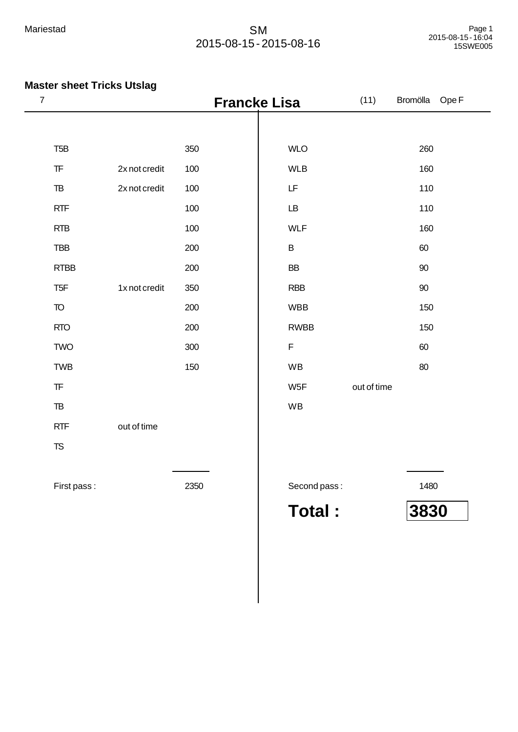Mariestad

SM
2015-08-15 - 2015-08-16

## Master sheet Tricks Utslag

7 **Francke Lisa** (11) Bromölla Ope F

| | | | | | |
|---|---|---|---|---|---|
| T5B | | 350 | WLO | | 260 |
| TF | 2x not credit | 100 | WLB | | 160 |
| TB | 2x not credit | 100 | LF | | 110 |
| RTF | | 100 | LB | | 110 |
| RTB | | 100 | WLF | | 160 |
| TBB | | 200 | B | | 60 |
| RTBB | | 200 | BB | | 90 |
| T5F | 1x not credit | 350 | RBB | | 90 |
| TO | | 200 | WBB | | 150 |
| RTO | | 200 | RWBB | | 150 |
| TWO | | 300 | F | | 60 |
| TWB | | 150 | WB | | 80 |
| TF | | | W5F | out of time | |
| TB | | | WB | | |
| RTF | out of time | | | | |
| TS | | | | | |
| First pass : | | 2350 | Second pass : | | 1480 |

**Total : 3830**